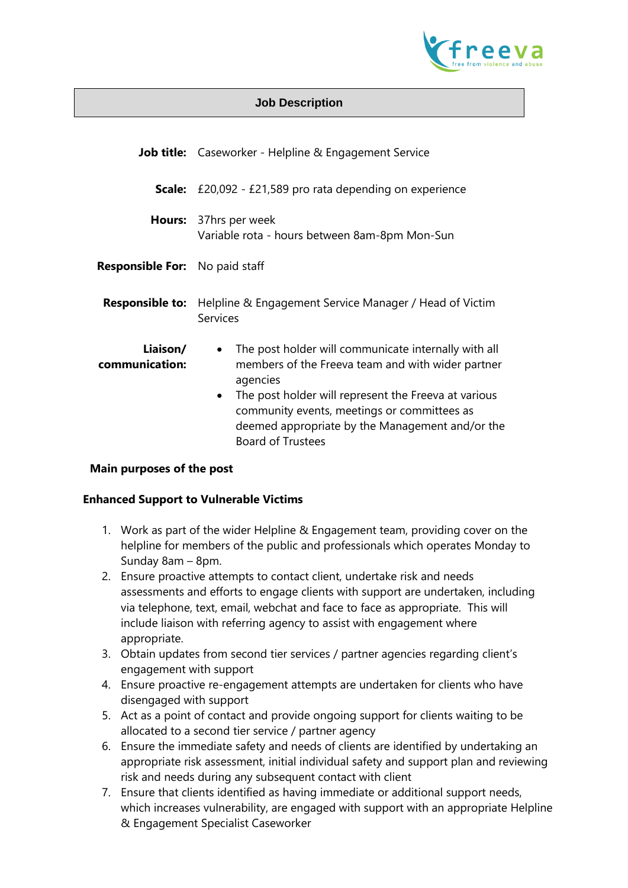# Job Description

**Job title:** Caseworker - Helpline & Engagement Service

**Scale:** £20,092 - £21,589 pro rata depending on experience

**Hours:** 37hrs per week
Variable rota - hours between 8am-8pm Mon-Sun

**Responsible For:** No paid staff

**Responsible to:** Helpline & Engagement Service Manager / Head of Victim Services

**Liaison/ communication:**

- The post holder will communicate internally with all members of the Freeva team and with wider partner agencies
- The post holder will represent the Freeva at various community events, meetings or committees as deemed appropriate by the Management and/or the Board of Trustees

## Main purposes of the post

### Enhanced Support to Vulnerable Victims

1. Work as part of the wider Helpline & Engagement team, providing cover on the helpline for members of the public and professionals which operates Monday to Sunday 8am – 8pm.
2. Ensure proactive attempts to contact client, undertake risk and needs assessments and efforts to engage clients with support are undertaken, including via telephone, text, email, webchat and face to face as appropriate. This will include liaison with referring agency to assist with engagement where appropriate.
3. Obtain updates from second tier services / partner agencies regarding client's engagement with support
4. Ensure proactive re-engagement attempts are undertaken for clients who have disengaged with support
5. Act as a point of contact and provide ongoing support for clients waiting to be allocated to a second tier service / partner agency
6. Ensure the immediate safety and needs of clients are identified by undertaking an appropriate risk assessment, initial individual safety and support plan and reviewing risk and needs during any subsequent contact with client
7. Ensure that clients identified as having immediate or additional support needs, which increases vulnerability, are engaged with support with an appropriate Helpline & Engagement Specialist Caseworker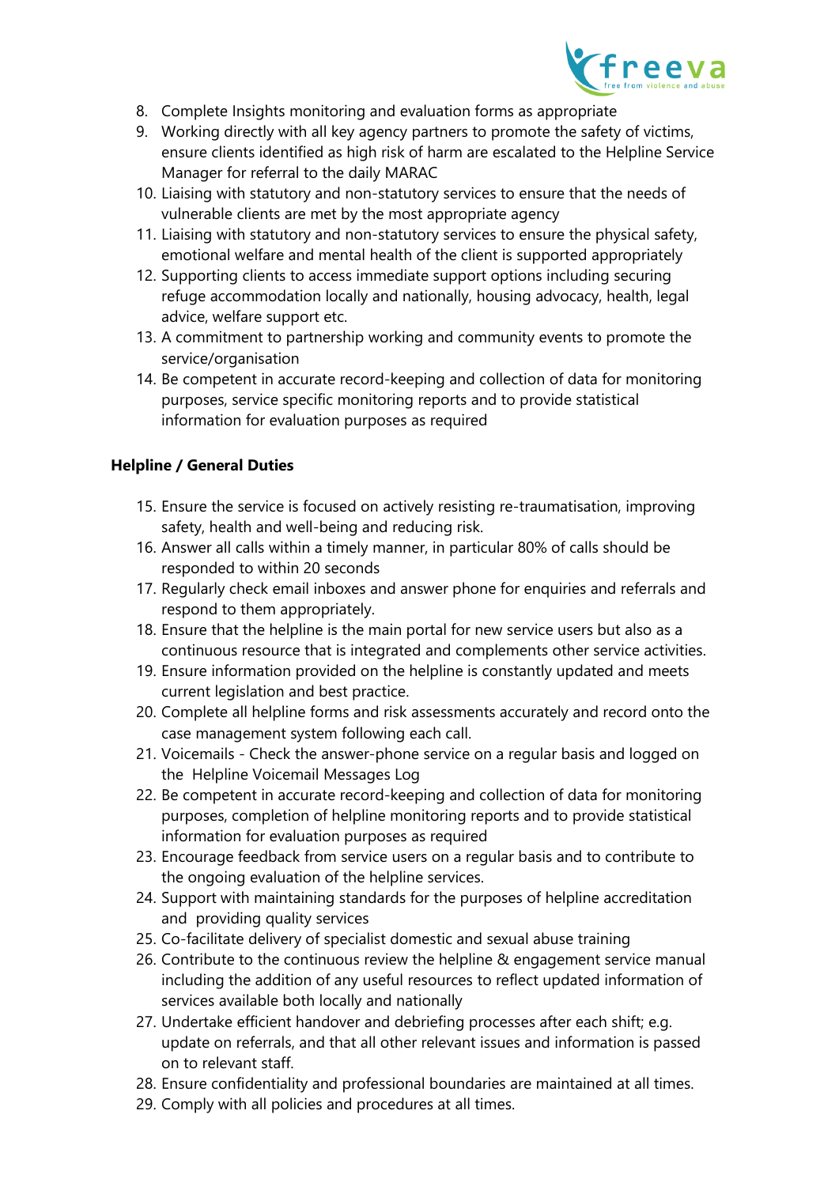8. Complete Insights monitoring and evaluation forms as appropriate
9. Working directly with all key agency partners to promote the safety of victims, ensure clients identified as high risk of harm are escalated to the Helpline Service Manager for referral to the daily MARAC
10. Liaising with statutory and non-statutory services to ensure that the needs of vulnerable clients are met by the most appropriate agency
11. Liaising with statutory and non-statutory services to ensure the physical safety, emotional welfare and mental health of the client is supported appropriately
12. Supporting clients to access immediate support options including securing refuge accommodation locally and nationally, housing advocacy, health, legal advice, welfare support etc.
13. A commitment to partnership working and community events to promote the service/organisation
14. Be competent in accurate record-keeping and collection of data for monitoring purposes, service specific monitoring reports and to provide statistical information for evaluation purposes as required

**Helpline / General Duties**

15. Ensure the service is focused on actively resisting re-traumatisation, improving safety, health and well-being and reducing risk.
16. Answer all calls within a timely manner, in particular 80% of calls should be responded to within 20 seconds
17. Regularly check email inboxes and answer phone for enquiries and referrals and respond to them appropriately.
18. Ensure that the helpline is the main portal for new service users but also as a continuous resource that is integrated and complements other service activities.
19. Ensure information provided on the helpline is constantly updated and meets current legislation and best practice.
20. Complete all helpline forms and risk assessments accurately and record onto the case management system following each call.
21. Voicemails - Check the answer-phone service on a regular basis and logged on the Helpline Voicemail Messages Log
22. Be competent in accurate record-keeping and collection of data for monitoring purposes, completion of helpline monitoring reports and to provide statistical information for evaluation purposes as required
23. Encourage feedback from service users on a regular basis and to contribute to the ongoing evaluation of the helpline services.
24. Support with maintaining standards for the purposes of helpline accreditation and providing quality services
25. Co-facilitate delivery of specialist domestic and sexual abuse training
26. Contribute to the continuous review the helpline & engagement service manual including the addition of any useful resources to reflect updated information of services available both locally and nationally
27. Undertake efficient handover and debriefing processes after each shift; e.g. update on referrals, and that all other relevant issues and information is passed on to relevant staff.
28. Ensure confidentiality and professional boundaries are maintained at all times.
29. Comply with all policies and procedures at all times.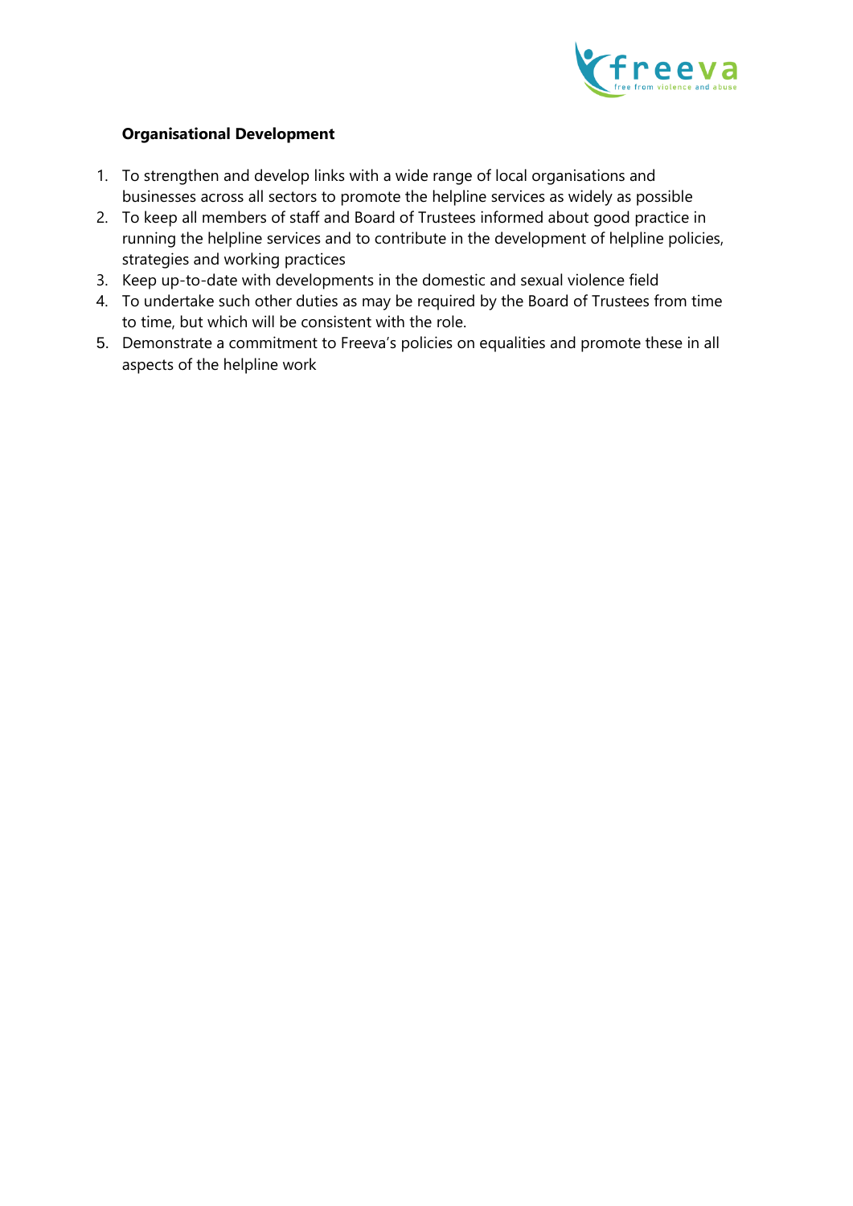**Organisational Development**

1. To strengthen and develop links with a wide range of local organisations and businesses across all sectors to promote the helpline services as widely as possible
2. To keep all members of staff and Board of Trustees informed about good practice in running the helpline services and to contribute in the development of helpline policies, strategies and working practices
3. Keep up-to-date with developments in the domestic and sexual violence field
4. To undertake such other duties as may be required by the Board of Trustees from time to time, but which will be consistent with the role.
5. Demonstrate a commitment to Freeva's policies on equalities and promote these in all aspects of the helpline work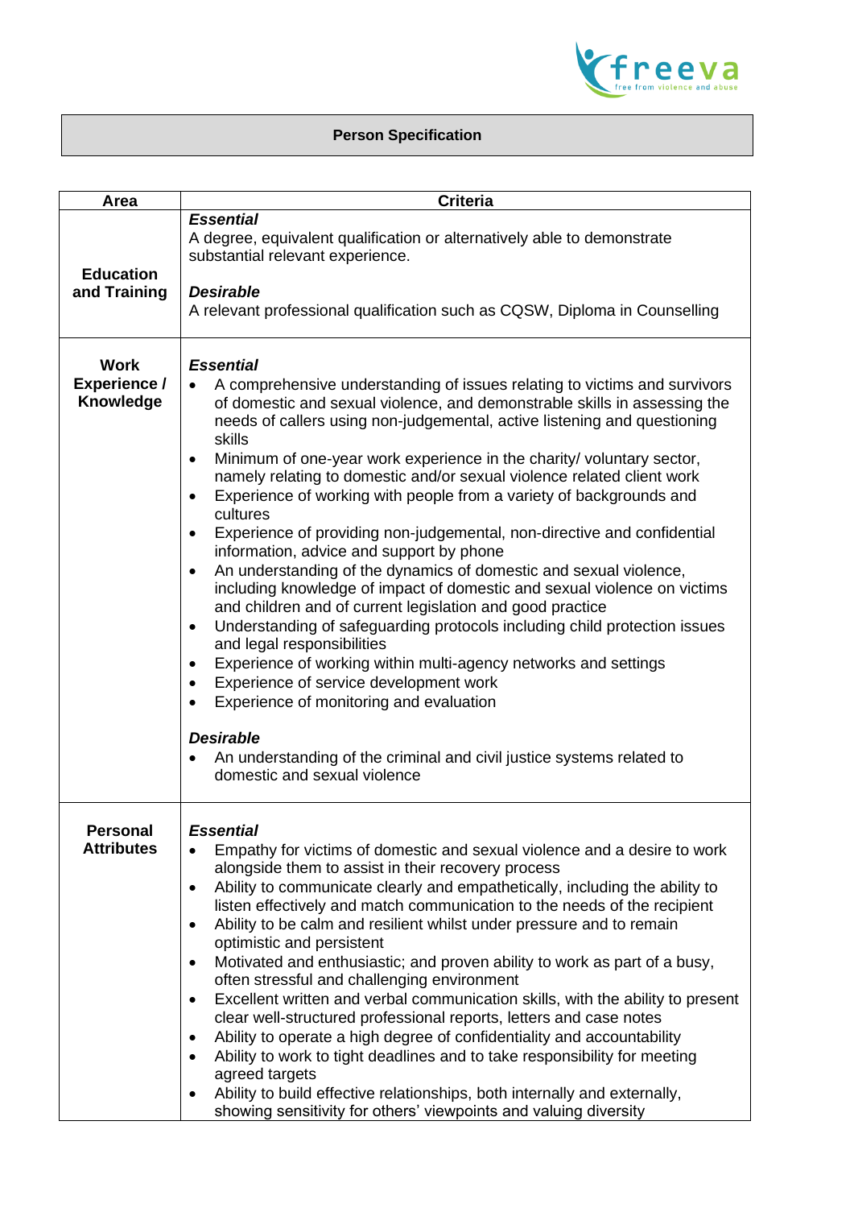## Person Specification

| Area | Criteria |
|---|---|
| **Education and Training** | ***Essential***<br>A degree, equivalent qualification or alternatively able to demonstrate substantial relevant experience.<br><br>***Desirable***<br>A relevant professional qualification such as CQSW, Diploma in Counselling |
| **Work Experience / Knowledge** | ***Essential***<br>• A comprehensive understanding of issues relating to victims and survivors of domestic and sexual violence, and demonstrable skills in assessing the needs of callers using non-judgemental, active listening and questioning skills<br>• Minimum of one-year work experience in the charity/ voluntary sector, namely relating to domestic and/or sexual violence related client work<br>• Experience of working with people from a variety of backgrounds and cultures<br>• Experience of providing non-judgemental, non-directive and confidential information, advice and support by phone<br>• An understanding of the dynamics of domestic and sexual violence, including knowledge of impact of domestic and sexual violence on victims and children and of current legislation and good practice<br>• Understanding of safeguarding protocols including child protection issues and legal responsibilities<br>• Experience of working within multi-agency networks and settings<br>• Experience of service development work<br>• Experience of monitoring and evaluation<br><br>***Desirable***<br>• An understanding of the criminal and civil justice systems related to domestic and sexual violence |
| **Personal Attributes** | ***Essential***<br>• Empathy for victims of domestic and sexual violence and a desire to work alongside them to assist in their recovery process<br>• Ability to communicate clearly and empathetically, including the ability to listen effectively and match communication to the needs of the recipient<br>• Ability to be calm and resilient whilst under pressure and to remain optimistic and persistent<br>• Motivated and enthusiastic; and proven ability to work as part of a busy, often stressful and challenging environment<br>• Excellent written and verbal communication skills, with the ability to present clear well-structured professional reports, letters and case notes<br>• Ability to operate a high degree of confidentiality and accountability<br>• Ability to work to tight deadlines and to take responsibility for meeting agreed targets<br>• Ability to build effective relationships, both internally and externally, showing sensitivity for others' viewpoints and valuing diversity |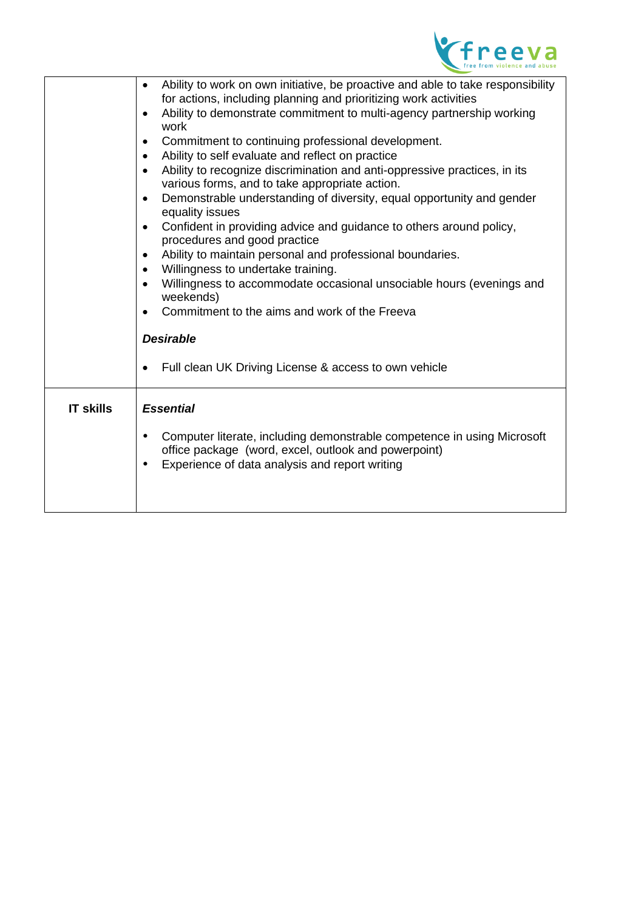| | |
|---|---|
| | • Ability to work on own initiative, be proactive and able to take responsibility for actions, including planning and prioritizing work activities<br>• Ability to demonstrate commitment to multi-agency partnership working work<br>• Commitment to continuing professional development.<br>• Ability to self evaluate and reflect on practice<br>• Ability to recognize discrimination and anti-oppressive practices, in its various forms, and to take appropriate action.<br>• Demonstrable understanding of diversity, equal opportunity and gender equality issues<br>• Confident in providing advice and guidance to others around policy, procedures and good practice<br>• Ability to maintain personal and professional boundaries.<br>• Willingness to undertake training.<br>• Willingness to accommodate occasional unsociable hours (evenings and weekends)<br>• Commitment to the aims and work of the Freeva<br><br>***Desirable***<br><br>• Full clean UK Driving License & access to own vehicle |
| **IT skills** | ***Essential***<br><br>• Computer literate, including demonstrable competence in using Microsoft office package (word, excel, outlook and powerpoint)<br>• Experience of data analysis and report writing |